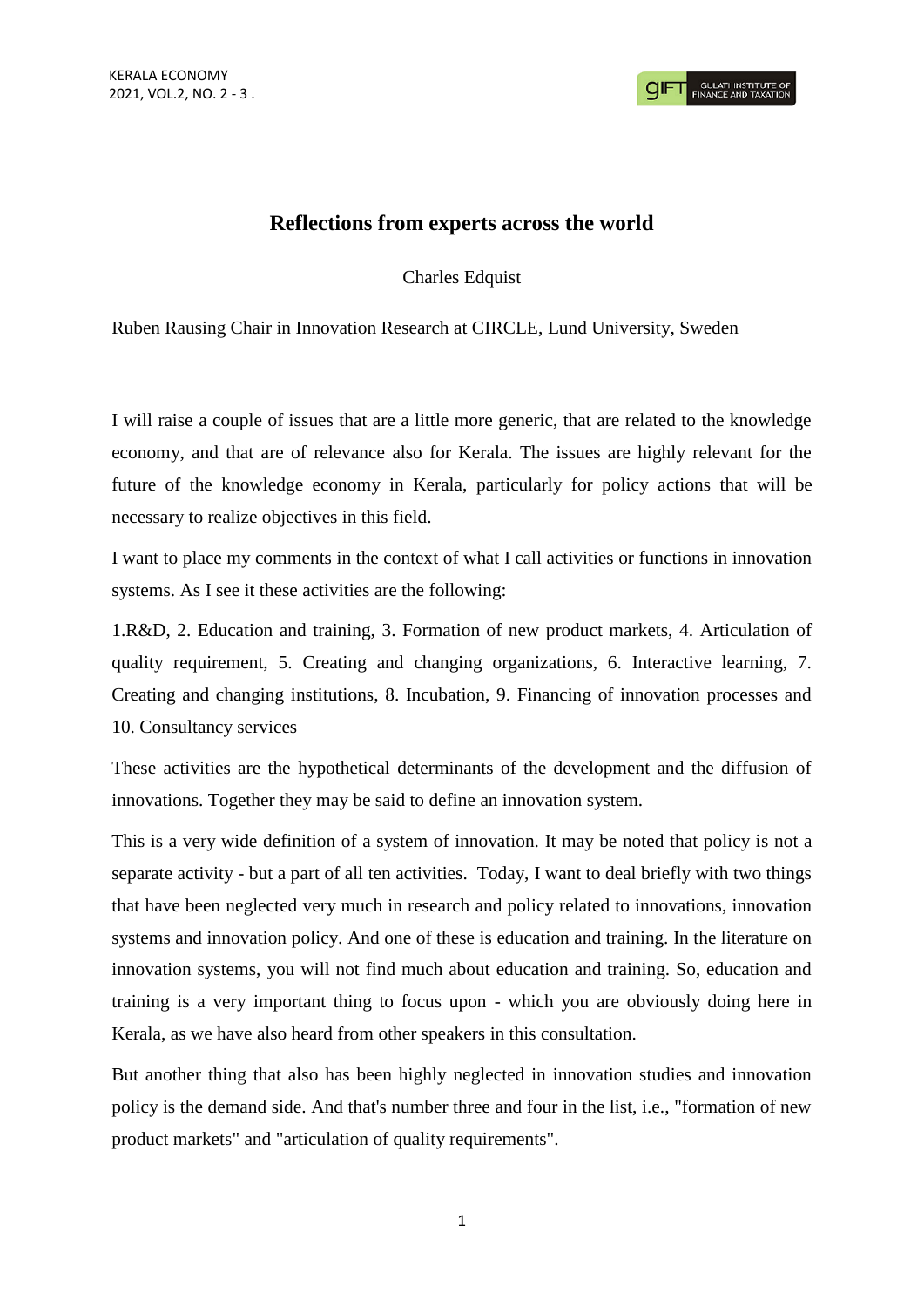# Reflections from experts across the world

Charles Edquist

Ruben Rausing Chair in Innovation Research at CIRCLE, Lund University, Sweden

I will raise a couple of issues that are a little more generic, that are related to the knowledge economy, and that are of relevance also for Kerala. The issues are highly relevant for the future of the knowledge economy in Kerala, particularly for policy actions that will be necessary to realize objectives in this field.

I want to place my comments in the context of what I call activities or functions in innovation systems. As I see it these activities are the following:

1.R&D, 2. Education and training, 3. Formation of new product markets, 4. Articulation of quality requirement, 5. Creating and changing organizations, 6. Interactive learning, 7. Creating and changing institutions, 8. Incubation, 9. Financing of innovation processes and 10. Consultancy services

These activities are the hypothetical determinants of the development and the diffusion of innovations. Together they may be said to define an innovation system.

This is a very wide definition of a system of innovation. It may be noted that policy is not a separate activity - but a part of all ten activities. Today, I want to deal briefly with two things that have been neglected very much in research and policy related to innovations, innovation systems and innovation policy. And one of these is education and training. In the literature on innovation systems, you will not find much about education and training. So, education and training is a very important thing to focus upon - which you are obviously doing here in Kerala, as we have also heard from other speakers in this consultation.

But another thing that also has been highly neglected in innovation studies and innovation policy is the demand side. And that's number three and four in the list, i.e., "formation of new product markets" and "articulation of quality requirements".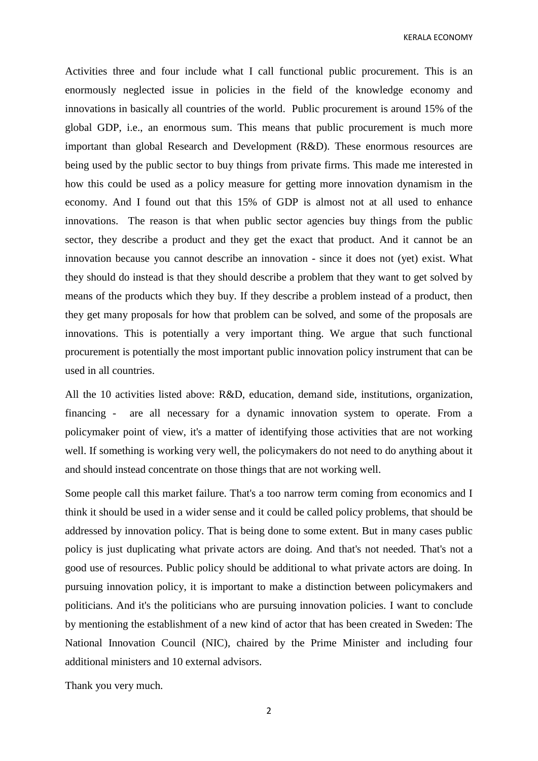Activities three and four include what I call functional public procurement. This is an enormously neglected issue in policies in the field of the knowledge economy and innovations in basically all countries of the world. Public procurement is around 15% of the global GDP, i.e., an enormous sum. This means that public procurement is much more important than global Research and Development (R&D). These enormous resources are being used by the public sector to buy things from private firms. This made me interested in how this could be used as a policy measure for getting more innovation dynamism in the economy. And I found out that this 15% of GDP is almost not at all used to enhance innovations. The reason is that when public sector agencies buy things from the public sector, they describe a product and they get the exact that product. And it cannot be an innovation because you cannot describe an innovation - since it does not (yet) exist. What they should do instead is that they should describe a problem that they want to get solved by means of the products which they buy. If they describe a problem instead of a product, then they get many proposals for how that problem can be solved, and some of the proposals are innovations. This is potentially a very important thing. We argue that such functional procurement is potentially the most important public innovation policy instrument that can be used in all countries.

All the 10 activities listed above: R&D, education, demand side, institutions, organization, financing - are all necessary for a dynamic innovation system to operate. From a policymaker point of view, it's a matter of identifying those activities that are not working well. If something is working very well, the policymakers do not need to do anything about it and should instead concentrate on those things that are not working well.

Some people call this market failure. That's a too narrow term coming from economics and I think it should be used in a wider sense and it could be called policy problems, that should be addressed by innovation policy. That is being done to some extent. But in many cases public policy is just duplicating what private actors are doing. And that's not needed. That's not a good use of resources. Public policy should be additional to what private actors are doing. In pursuing innovation policy, it is important to make a distinction between policymakers and politicians. And it's the politicians who are pursuing innovation policies. I want to conclude by mentioning the establishment of a new kind of actor that has been created in Sweden: The National Innovation Council (NIC), chaired by the Prime Minister and including four additional ministers and 10 external advisors.

Thank you very much.